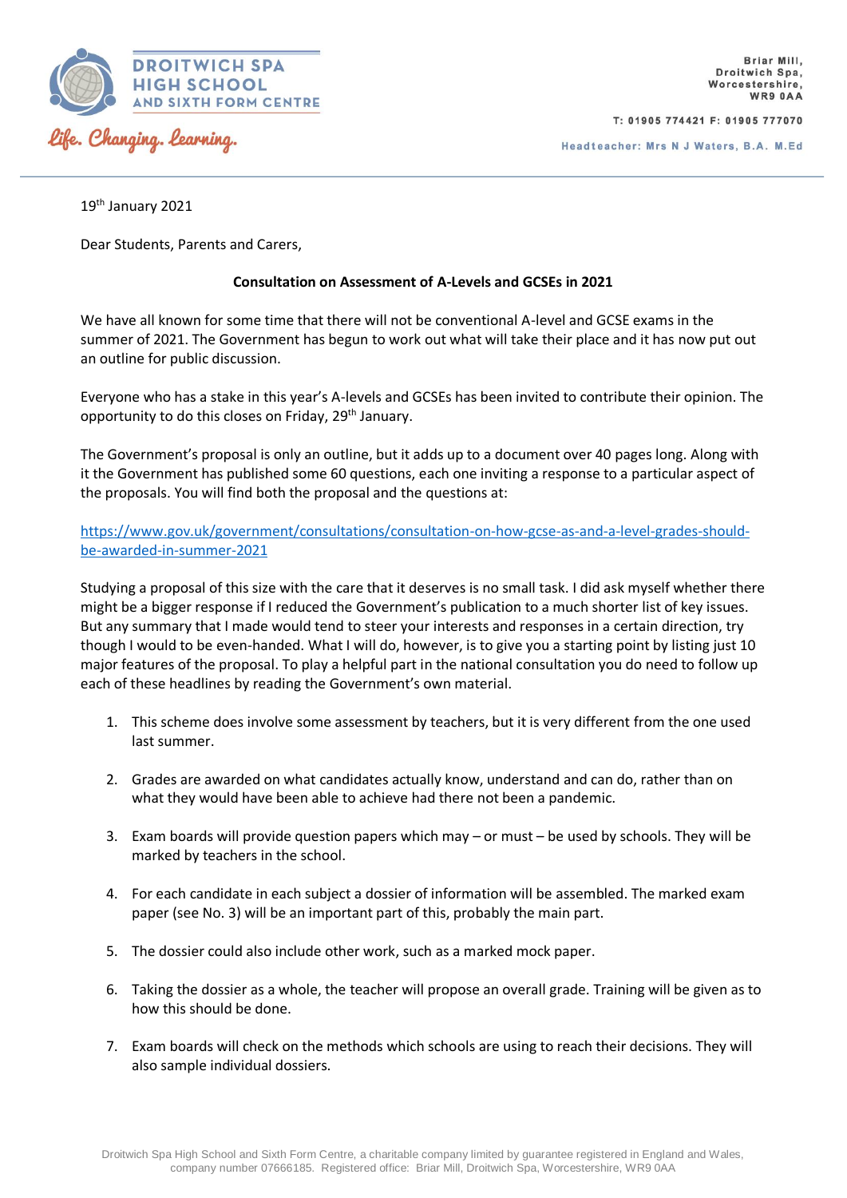DROITWICH SPA HIGH SCHOOL AND SIXTH FORM CENTRE

Life. Changing. Learning.

Briar Mill,
Droitwich Spa,
Worcestershire,
WR9 0AA

T: 01905 774421 F: 01905 777070

Headteacher: Mrs N J Waters, B.A. M.Ed

19th January 2021

Dear Students, Parents and Carers,

**Consultation on Assessment of A-Levels and GCSEs in 2021**

We have all known for some time that there will not be conventional A-level and GCSE exams in the summer of 2021. The Government has begun to work out what will take their place and it has now put out an outline for public discussion.

Everyone who has a stake in this year's A-levels and GCSEs has been invited to contribute their opinion. The opportunity to do this closes on Friday, 29th January.

The Government's proposal is only an outline, but it adds up to a document over 40 pages long. Along with it the Government has published some 60 questions, each one inviting a response to a particular aspect of the proposals. You will find both the proposal and the questions at:

https://www.gov.uk/government/consultations/consultation-on-how-gcse-as-and-a-level-grades-should-be-awarded-in-summer-2021

Studying a proposal of this size with the care that it deserves is no small task. I did ask myself whether there might be a bigger response if I reduced the Government's publication to a much shorter list of key issues. But any summary that I made would tend to steer your interests and responses in a certain direction, try though I would to be even-handed. What I will do, however, is to give you a starting point by listing just 10 major features of the proposal. To play a helpful part in the national consultation you do need to follow up each of these headlines by reading the Government's own material.

1. This scheme does involve some assessment by teachers, but it is very different from the one used last summer.

2. Grades are awarded on what candidates actually know, understand and can do, rather than on what they would have been able to achieve had there not been a pandemic.

3. Exam boards will provide question papers which may – or must – be used by schools. They will be marked by teachers in the school.

4. For each candidate in each subject a dossier of information will be assembled. The marked exam paper (see No. 3) will be an important part of this, probably the main part.

5. The dossier could also include other work, such as a marked mock paper.

6. Taking the dossier as a whole, the teacher will propose an overall grade. Training will be given as to how this should be done.

7. Exam boards will check on the methods which schools are using to reach their decisions. They will also sample individual dossiers.

Droitwich Spa High School and Sixth Form Centre, a charitable company limited by guarantee registered in England and Wales, company number 07666185. Registered office: Briar Mill, Droitwich Spa, Worcestershire, WR9 0AA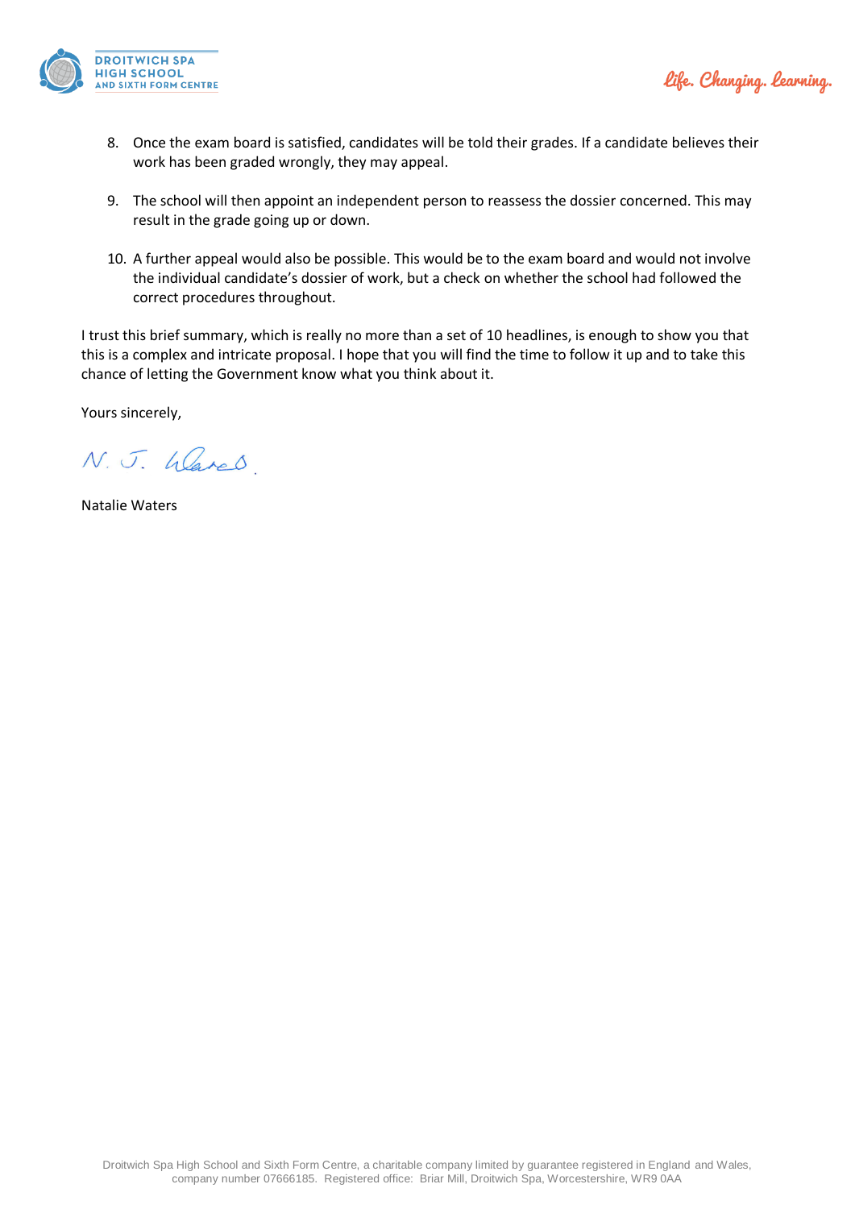8. Once the exam board is satisfied, candidates will be told their grades. If a candidate believes their work has been graded wrongly, they may appeal.

9. The school will then appoint an independent person to reassess the dossier concerned. This may result in the grade going up or down.

10. A further appeal would also be possible. This would be to the exam board and would not involve the individual candidate's dossier of work, but a check on whether the school had followed the correct procedures throughout.

I trust this brief summary, which is really no more than a set of 10 headlines, is enough to show you that this is a complex and intricate proposal. I hope that you will find the time to follow it up and to take this chance of letting the Government know what you think about it.

Yours sincerely,

N. J. Waters

Natalie Waters